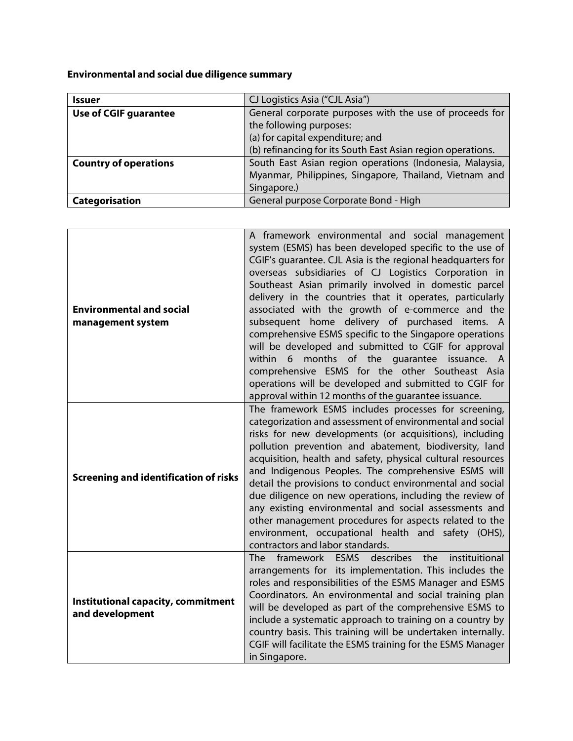**Environmental and social due diligence summary**

| **Issuer** | CJ Logistics Asia ("CJL Asia") |
| --- | --- |
| **Use of CGIF guarantee** | General corporate purposes with the use of proceeds for the following purposes:<br>(a) for capital expenditure; and<br>(b) refinancing for its South East Asian region operations. |
| **Country of operations** | South East Asian region operations (Indonesia, Malaysia, Myanmar, Philippines, Singapore, Thailand, Vietnam and Singapore.) |
| **Categorisation** | General purpose Corporate Bond - High |

| | |
| --- | --- |
| **Environmental and social management system** | A framework environmental and social management system (ESMS) has been developed specific to the use of CGIF's guarantee. CJL Asia is the regional headquarters for overseas subsidiaries of CJ Logistics Corporation in Southeast Asian primarily involved in domestic parcel delivery in the countries that it operates, particularly associated with the growth of e-commerce and the subsequent home delivery of purchased items. A comprehensive ESMS specific to the Singapore operations will be developed and submitted to CGIF for approval within 6 months of the guarantee issuance. A comprehensive ESMS for the other Southeast Asia operations will be developed and submitted to CGIF for approval within 12 months of the guarantee issuance. |
| **Screening and identification of risks** | The framework ESMS includes processes for screening, categorization and assessment of environmental and social risks for new developments (or acquisitions), including pollution prevention and abatement, biodiversity, land acquisition, health and safety, physical cultural resources and Indigenous Peoples. The comprehensive ESMS will detail the provisions to conduct environmental and social due diligence on new operations, including the review of any existing environmental and social assessments and other management procedures for aspects related to the environment, occupational health and safety (OHS), contractors and labor standards. |
| **Institutional capacity, commitment and development** | The framework ESMS describes the instituitional arrangements for its implementation. This includes the roles and responsibilities of the ESMS Manager and ESMS Coordinators. An environmental and social training plan will be developed as part of the comprehensive ESMS to include a systematic approach to training on a country by country basis. This training will be undertaken internally. CGIF will facilitate the ESMS training for the ESMS Manager in Singapore. |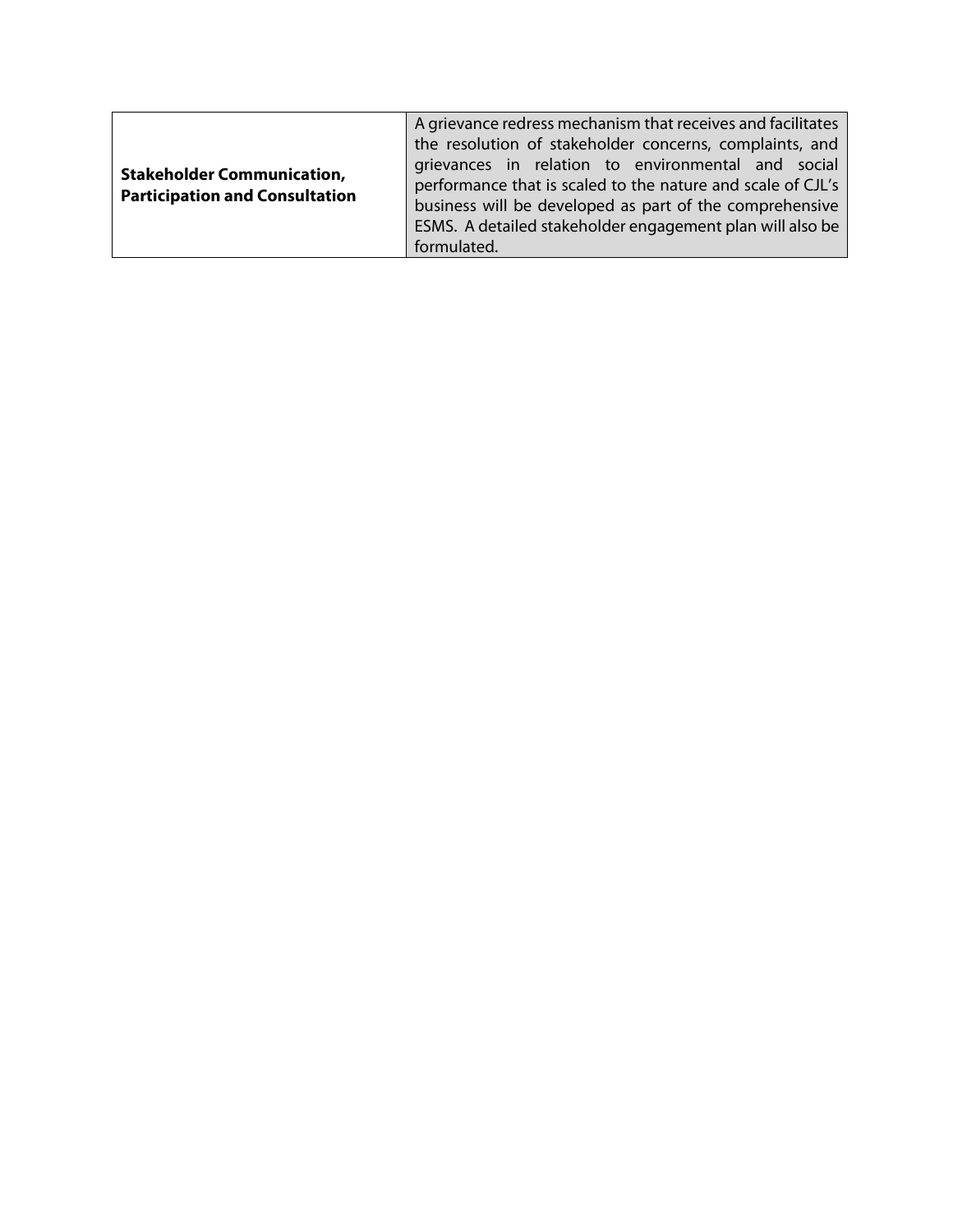| | |
|---|---|
| **Stakeholder Communication, Participation and Consultation** | A grievance redress mechanism that receives and facilitates the resolution of stakeholder concerns, complaints, and grievances in relation to environmental and social performance that is scaled to the nature and scale of CJL's business will be developed as part of the comprehensive ESMS. A detailed stakeholder engagement plan will also be formulated. |